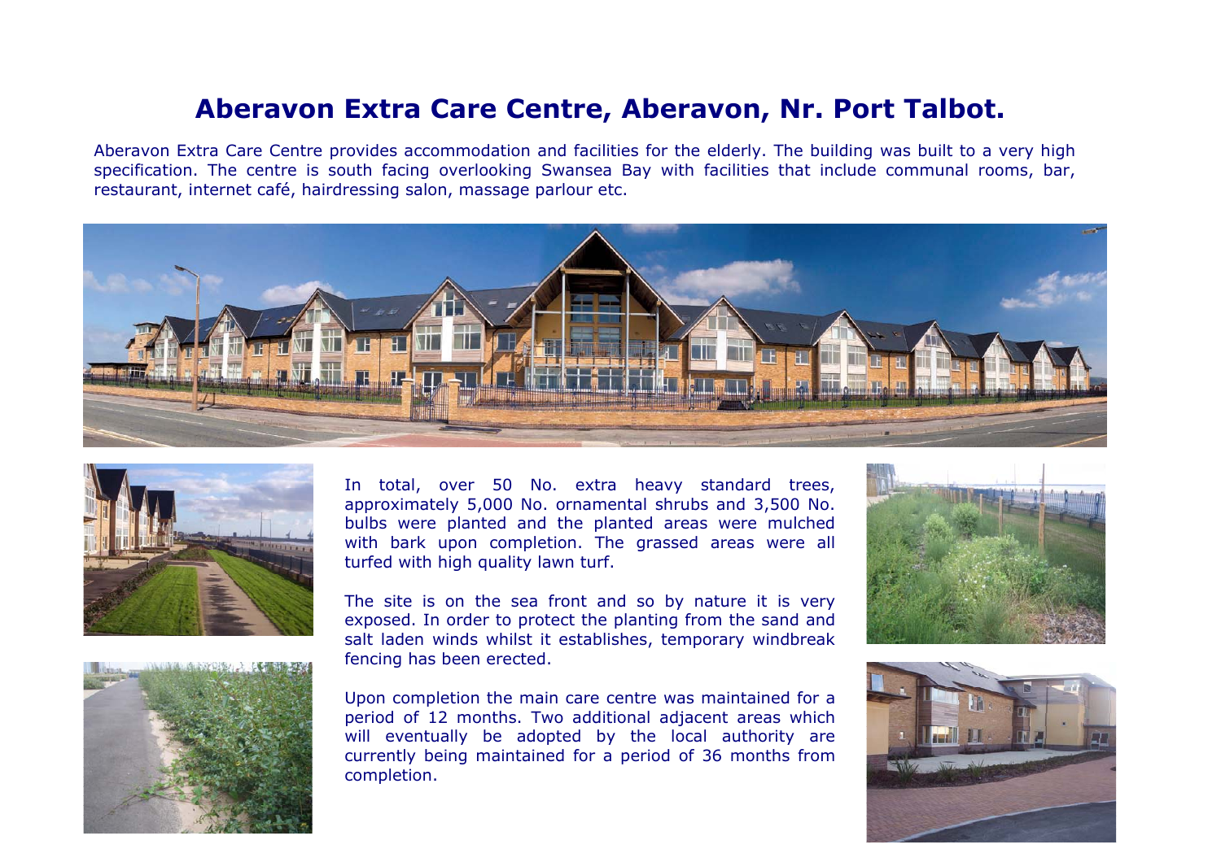# Aberavon Extra Care Centre, Aberavon, Nr. Port Talbot.

Aberavon Extra Care Centre provides accommodation and facilities for the elderly. The building was built to a very high specification. The centre is south facing overlooking Swansea Bay with facilities that include communal rooms, bar, restaurant, internet café, hairdressing salon, massage parlour etc.

In total, over 50 No. extra heavy standard trees, approximately 5,000 No. ornamental shrubs and 3,500 No. bulbs were planted and the planted areas were mulched with bark upon completion. The grassed areas were all turfed with high quality lawn turf.

The site is on the sea front and so by nature it is very exposed. In order to protect the planting from the sand and salt laden winds whilst it establishes, temporary windbreak fencing has been erected.

Upon completion the main care centre was maintained for a period of 12 months. Two additional adjacent areas which will eventually be adopted by the local authority are currently being maintained for a period of 36 months from completion.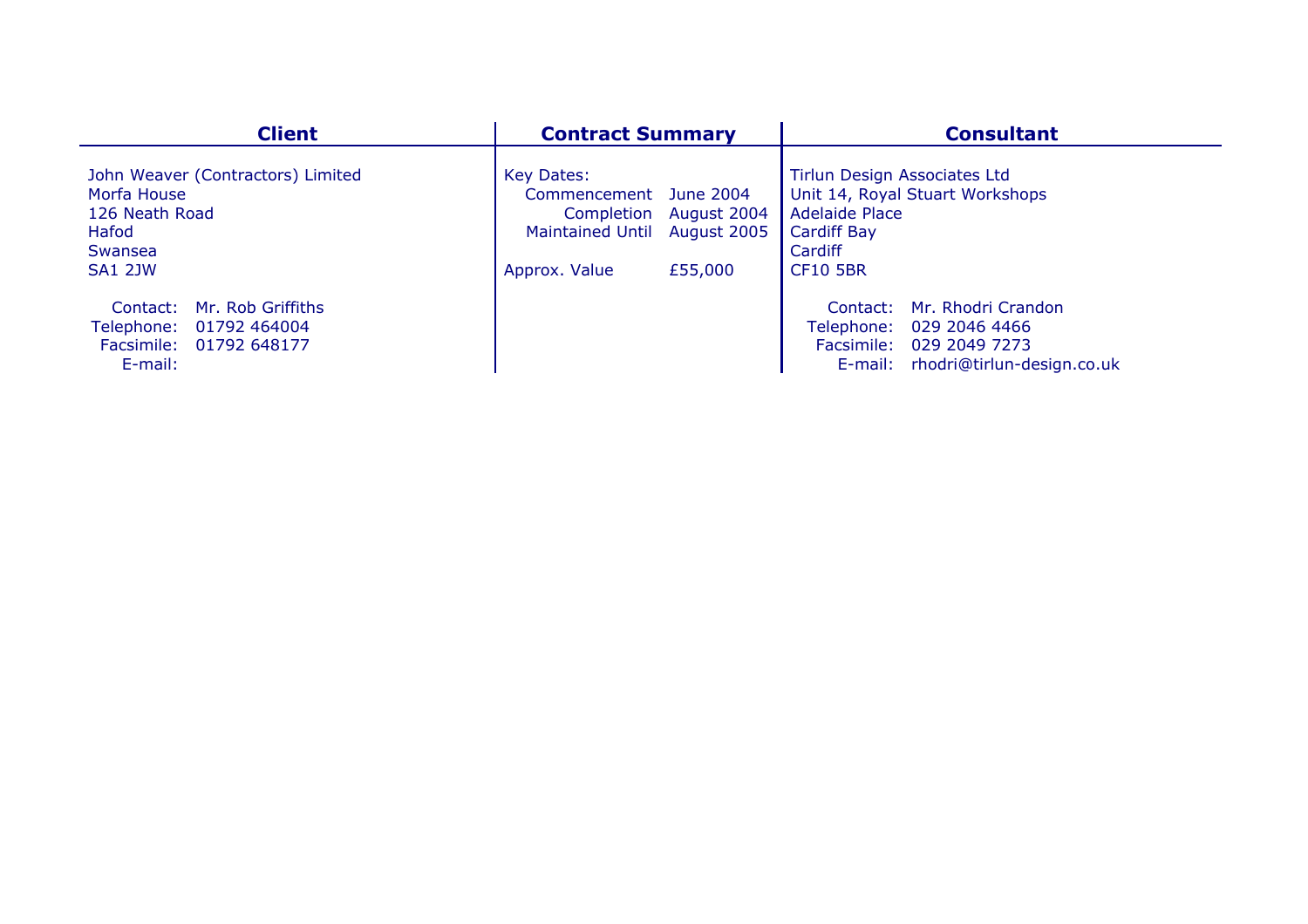| Client | | Contract Summary | | Consultant | |
|---|---|---|---|---|---|
| John Weaver (Contractors) Limited | | Key Dates: | | Tirlun Design Associates Ltd | |
| Morfa House | | Commencement | June 2004 | Unit 14, Royal Stuart Workshops | |
| 126 Neath Road | | Completion | August 2004 | Adelaide Place | |
| Hafod | | Maintained Until | August 2005 | Cardiff Bay | |
| Swansea | | | | Cardiff | |
| SA1 2JW | | Approx. Value | £55,000 | CF10 5BR | |
| Contact: | Mr. Rob Griffiths | | | Contact: | Mr. Rhodri Crandon |
| Telephone: | 01792 464004 | | | Telephone: | 029 2046 4466 |
| Facsimile: | 01792 648177 | | | Facsimile: | 029 2049 7273 |
| E-mail: | | | | E-mail: | rhodri@tirlun-design.co.uk |